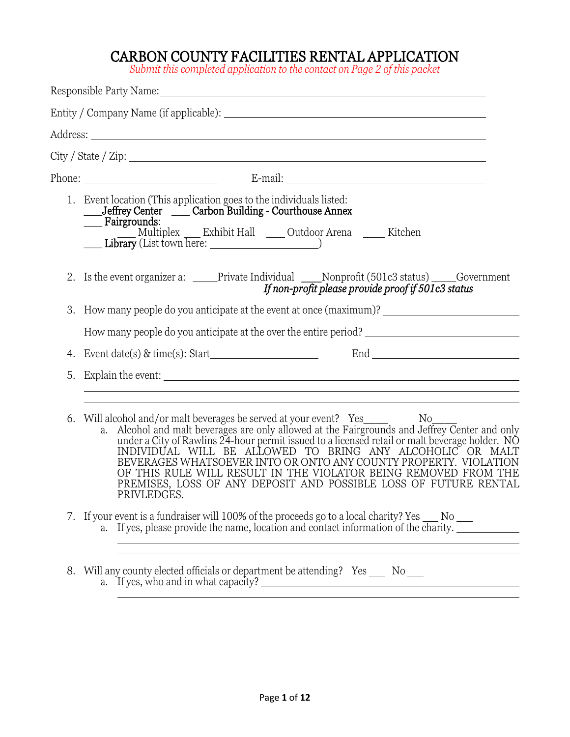# CARBON COUNTY FACILITIES RENTAL APPLICATION

*Submit this completed application to the contact on Page 2 of this packet*

Responsible Party Name: ______________________________

Entity / Company Name (if applicable): ______________________________

Address: ______________________________

City / State / Zip: ______________________________

Phone: ______________________ E-mail: ______________________

1. Event location (This application goes to the individuals listed:
   ___ **Jeffrey Center** ___ **Carbon Building - Courthouse Annex**
   ___ **Fairgrounds**:
   ___ Multiplex ___ Exhibit Hall ___ Outdoor Arena ___ Kitchen
   ___ **Library** (List town here: ____________________)

2. Is the event organizer a: ____Private Individual ____Nonprofit (501c3 status) ____Government
   *If non-profit please provide proof if 501c3 status*

3. How many people do you anticipate at the event at once (maximum)? ______________________

   How many people do you anticipate at the over the entire period? ______________________

4. Event date(s) & time(s): Start____________________ End ____________________

5. Explain the event: ______________________________

6. Will alcohol and/or malt beverages be served at your event? Yes_____ No_____
   a. Alcohol and malt beverages are only allowed at the Fairgrounds and Jeffrey Center and only under a City of Rawlins 24-hour permit issued to a licensed retail or malt beverage holder. NO INDIVIDUAL WILL BE ALLOWED TO BRING ANY ALCOHOLIC OR MALT BEVERAGES WHATSOEVER INTO OR ONTO ANY COUNTY PROPERTY. VIOLATION OF THIS RULE WILL RESULT IN THE VIOLATOR BEING REMOVED FROM THE PREMISES, LOSS OF ANY DEPOSIT AND POSSIBLE LOSS OF FUTURE RENTAL PRIVLEDGES.

7. If your event is a fundraiser will 100% of the proceeds go to a local charity? Yes ___ No ___
   a. If yes, please provide the name, location and contact information of the charity. ____________

8. Will any county elected officials or department be attending? Yes ___ No ___
   a. If yes, who and in what capacity? ______________________________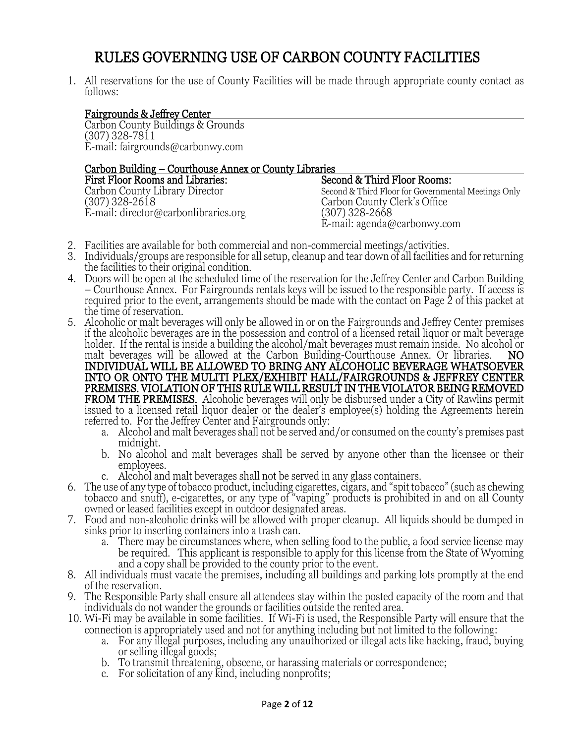# RULES GOVERNING USE OF CARBON COUNTY FACILITIES

1. All reservations for the use of County Facilities will be made through appropriate county contact as follows:

<u>Fairgrounds & Jeffrey Center</u>
Carbon County Buildings & Grounds
(307) 328-7811
E-mail: fairgrounds@carbonwy.com

<u>Carbon Building – Courthouse Annex or County Libraries</u>

**First Floor Rooms and Libraries:**
Carbon County Library Director
(307) 328-2618
E-mail: director@carbonlibraries.org

**Second & Third Floor Rooms:**
Second & Third Floor for Governmental Meetings Only
Carbon County Clerk's Office
(307) 328-2668
E-mail: agenda@carbonwy.com

2. Facilities are available for both commercial and non-commercial meetings/activities.
3. Individuals/groups are responsible for all setup, cleanup and tear down of all facilities and for returning the facilities to their original condition.
4. Doors will be open at the scheduled time of the reservation for the Jeffrey Center and Carbon Building – Courthouse Annex. For Fairgrounds rentals keys will be issued to the responsible party. If access is required prior to the event, arrangements should be made with the contact on Page 2 of this packet at the time of reservation.
5. Alcoholic or malt beverages will only be allowed in or on the Fairgrounds and Jeffrey Center premises if the alcoholic beverages are in the possession and control of a licensed retail liquor or malt beverage holder. If the rental is inside a building the alcohol/malt beverages must remain inside. No alcohol or malt beverages will be allowed at the Carbon Building-Courthouse Annex. Or libraries. **NO INDIVIDUAL WILL BE ALLOWED TO BRING ANY ALCOHOLIC BEVERAGE WHATSOEVER INTO OR ONTO THE MULITI PLEX/EXHIBIT HALL/FAIRGROUNDS & JEFFREY CENTER PREMISES. VIOLATION OF THIS RULE WILL RESULT IN THE VIOLATOR BEING REMOVED FROM THE PREMISES.** Alcoholic beverages will only be disbursed under a City of Rawlins permit issued to a licensed retail liquor dealer or the dealer's employee(s) holding the Agreements herein referred to. For the Jeffrey Center and Fairgrounds only:
   a. Alcohol and malt beverages shall not be served and/or consumed on the county's premises past midnight.
   b. No alcohol and malt beverages shall be served by anyone other than the licensee or their employees.
   c. Alcohol and malt beverages shall not be served in any glass containers.
6. The use of any type of tobacco product, including cigarettes, cigars, and "spit tobacco" (such as chewing tobacco and snuff), e-cigarettes, or any type of "vaping" products is prohibited in and on all County owned or leased facilities except in outdoor designated areas.
7. Food and non-alcoholic drinks will be allowed with proper cleanup. All liquids should be dumped in sinks prior to inserting containers into a trash can.
   a. There may be circumstances where, when selling food to the public, a food service license may be required. This applicant is responsible to apply for this license from the State of Wyoming and a copy shall be provided to the county prior to the event.
8. All individuals must vacate the premises, including all buildings and parking lots promptly at the end of the reservation.
9. The Responsible Party shall ensure all attendees stay within the posted capacity of the room and that individuals do not wander the grounds or facilities outside the rented area.
10. Wi-Fi may be available in some facilities. If Wi-Fi is used, the Responsible Party will ensure that the connection is appropriately used and not for anything including but not limited to the following:
    a. For any illegal purposes, including any unauthorized or illegal acts like hacking, fraud, buying or selling illegal goods;
    b. To transmit threatening, obscene, or harassing materials or correspondence;
    c. For solicitation of any kind, including nonprofits;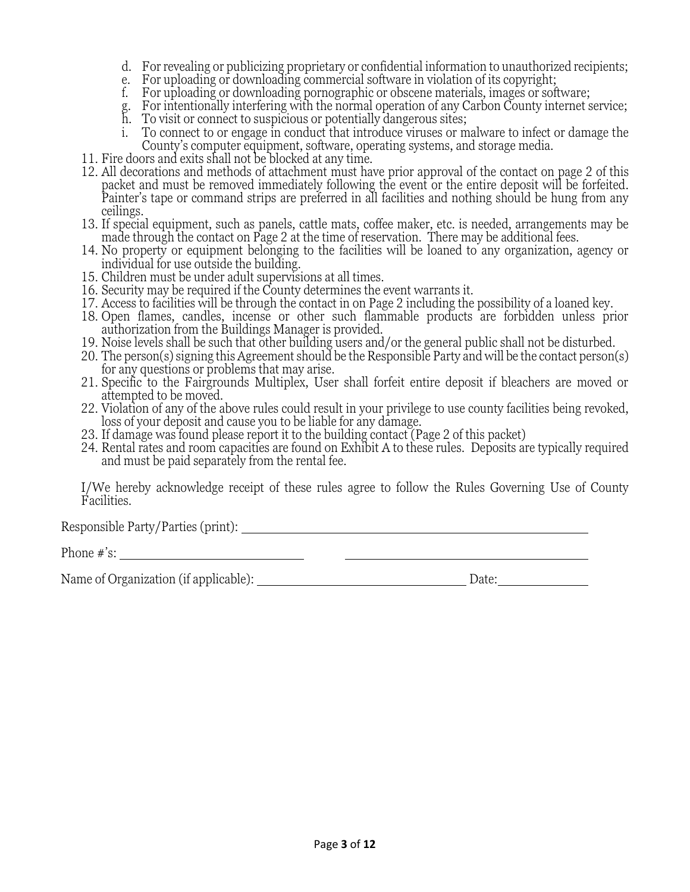d. For revealing or publicizing proprietary or confidential information to unauthorized recipients;
   e. For uploading or downloading commercial software in violation of its copyright;
   f. For uploading or downloading pornographic or obscene materials, images or software;
   g. For intentionally interfering with the normal operation of any Carbon County internet service;
   h. To visit or connect to suspicious or potentially dangerous sites;
   i. To connect to or engage in conduct that introduce viruses or malware to infect or damage the County's computer equipment, software, operating systems, and storage media.

11. Fire doors and exits shall not be blocked at any time.
12. All decorations and methods of attachment must have prior approval of the contact on page 2 of this packet and must be removed immediately following the event or the entire deposit will be forfeited. Painter's tape or command strips are preferred in all facilities and nothing should be hung from any ceilings.
13. If special equipment, such as panels, cattle mats, coffee maker, etc. is needed, arrangements may be made through the contact on Page 2 at the time of reservation. There may be additional fees.
14. No property or equipment belonging to the facilities will be loaned to any organization, agency or individual for use outside the building.
15. Children must be under adult supervisions at all times.
16. Security may be required if the County determines the event warrants it.
17. Access to facilities will be through the contact in on Page 2 including the possibility of a loaned key.
18. Open flames, candles, incense or other such flammable products are forbidden unless prior authorization from the Buildings Manager is provided.
19. Noise levels shall be such that other building users and/or the general public shall not be disturbed.
20. The person(s) signing this Agreement should be the Responsible Party and will be the contact person(s) for any questions or problems that may arise.
21. Specific to the Fairgrounds Multiplex, User shall forfeit entire deposit if bleachers are moved or attempted to be moved.
22. Violation of any of the above rules could result in your privilege to use county facilities being revoked, loss of your deposit and cause you to be liable for any damage.
23. If damage was found please report it to the building contact (Page 2 of this packet)
24. Rental rates and room capacities are found on Exhibit A to these rules. Deposits are typically required and must be paid separately from the rental fee.

I/We hereby acknowledge receipt of these rules agree to follow the Rules Governing Use of County Facilities.

Responsible Party/Parties (print): ______________________________________________

Phone #'s: ____________________________ ____________________________________

Name of Organization (if applicable): _______________________________ Date: _____________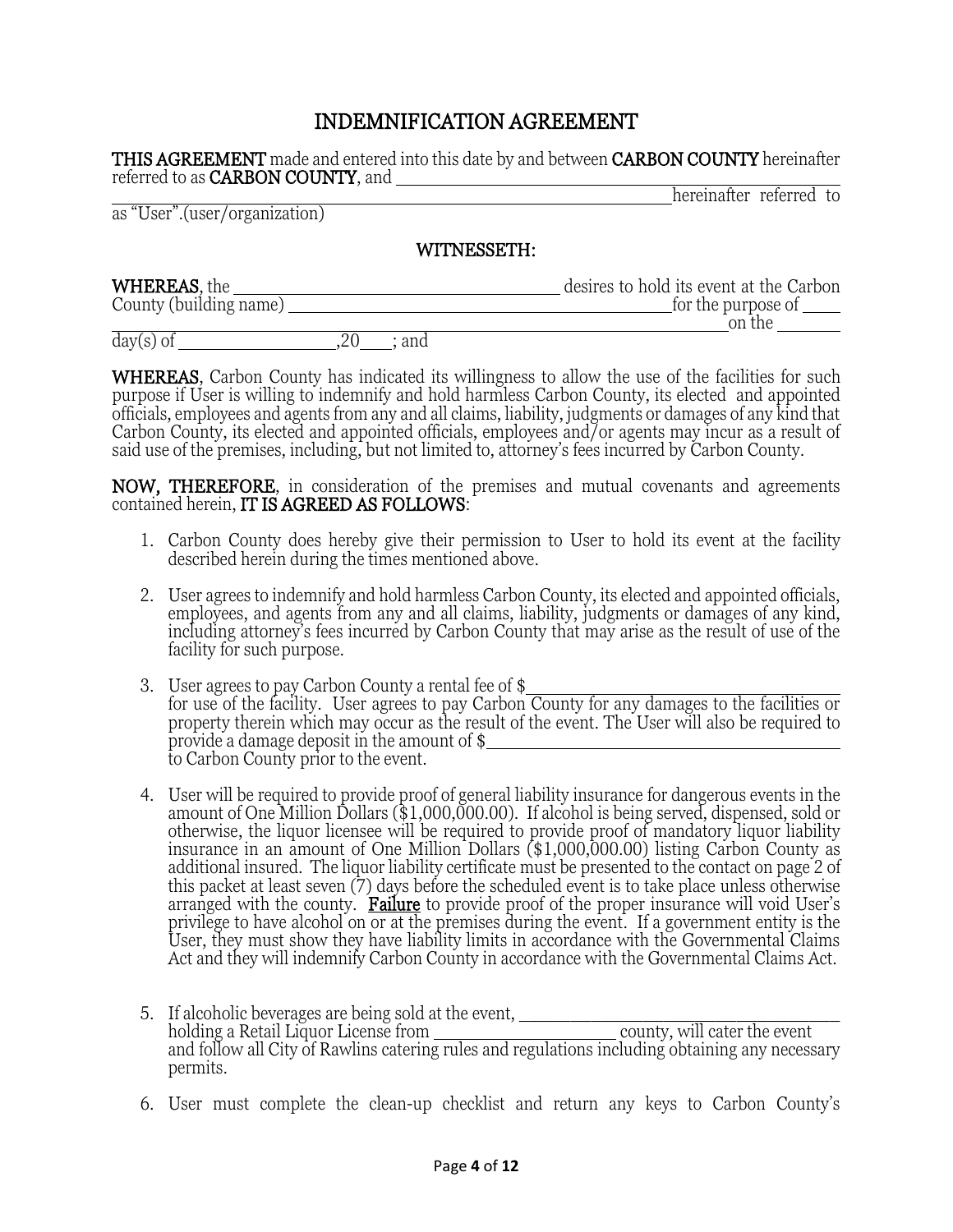# INDEMNIFICATION AGREEMENT

**THIS AGREEMENT** made and entered into this date by and between **CARBON COUNTY** hereinafter referred to as **CARBON COUNTY**, and ______________________________________________ ______________________________________________ hereinafter referred to as "User".(user/organization)

## WITNESSETH:

**WHEREAS**, the ____________________________ desires to hold its event at the Carbon County (building name) ______________________________ for the purpose of ____ ______________________________________________ on the ______ day(s) of ______________ ,20____; and

**WHEREAS**, Carbon County has indicated its willingness to allow the use of the facilities for such purpose if User is willing to indemnify and hold harmless Carbon County, its elected and appointed officials, employees and agents from any and all claims, liability, judgments or damages of any kind that Carbon County, its elected and appointed officials, employees and/or agents may incur as a result of said use of the premises, including, but not limited to, attorney's fees incurred by Carbon County.

**NOW, THEREFORE**, in consideration of the premises and mutual covenants and agreements contained herein, **IT IS AGREED AS FOLLOWS**:

1. Carbon County does hereby give their permission to User to hold its event at the facility described herein during the times mentioned above.

2. User agrees to indemnify and hold harmless Carbon County, its elected and appointed officials, employees, and agents from any and all claims, liability, judgments or damages of any kind, including attorney's fees incurred by Carbon County that may arise as the result of use of the facility for such purpose.

3. User agrees to pay Carbon County a rental fee of $______________________________ for use of the facility. User agrees to pay Carbon County for any damages to the facilities or property therein which may occur as the result of the event. The User will also be required to provide a damage deposit in the amount of $______________________________ to Carbon County prior to the event.

4. User will be required to provide proof of general liability insurance for dangerous events in the amount of One Million Dollars ($1,000,000.00). If alcohol is being served, dispensed, sold or otherwise, the liquor licensee will be required to provide proof of mandatory liquor liability insurance in an amount of One Million Dollars ($1,000,000.00) listing Carbon County as additional insured. The liquor liability certificate must be presented to the contact on page 2 of this packet at least seven (7) days before the scheduled event is to take place unless otherwise arranged with the county. **Failure** to provide proof of the proper insurance will void User's privilege to have alcohol on or at the premises during the event. If a government entity is the User, they must show they have liability limits in accordance with the Governmental Claims Act and they will indemnify Carbon County in accordance with the Governmental Claims Act.

5. If alcoholic beverages are being sold at the event, ______________________________ holding a Retail Liquor License from ____________________ county, will cater the event and follow all City of Rawlins catering rules and regulations including obtaining any necessary permits.

6. User must complete the clean-up checklist and return any keys to Carbon County's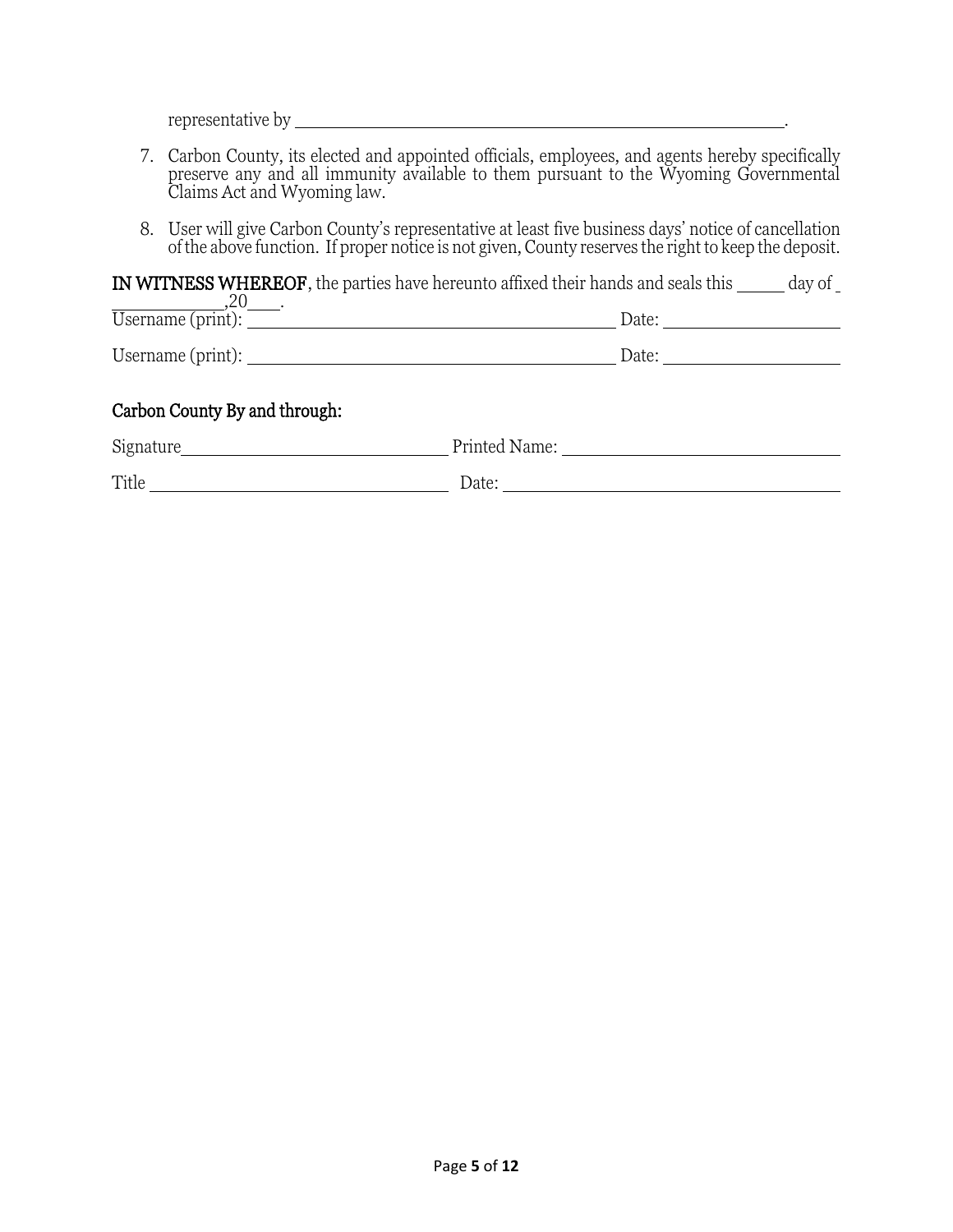representative by ______________________________________________________.

7. Carbon County, its elected and appointed officials, employees, and agents hereby specifically preserve any and all immunity available to them pursuant to the Wyoming Governmental Claims Act and Wyoming law.

8. User will give Carbon County's representative at least five business days' notice of cancellation of the above function. If proper notice is not given, County reserves the right to keep the deposit.

**IN WITNESS WHEREOF**, the parties have hereunto affixed their hands and seals this _____ day of ____________,20____.

Username (print): ________________________________________ Date: ____________________

Username (print): ________________________________________ Date: ____________________

Carbon County By and through:

Signature______________________________ Printed Name: ______________________________

Title _________________________________ Date: ______________________________________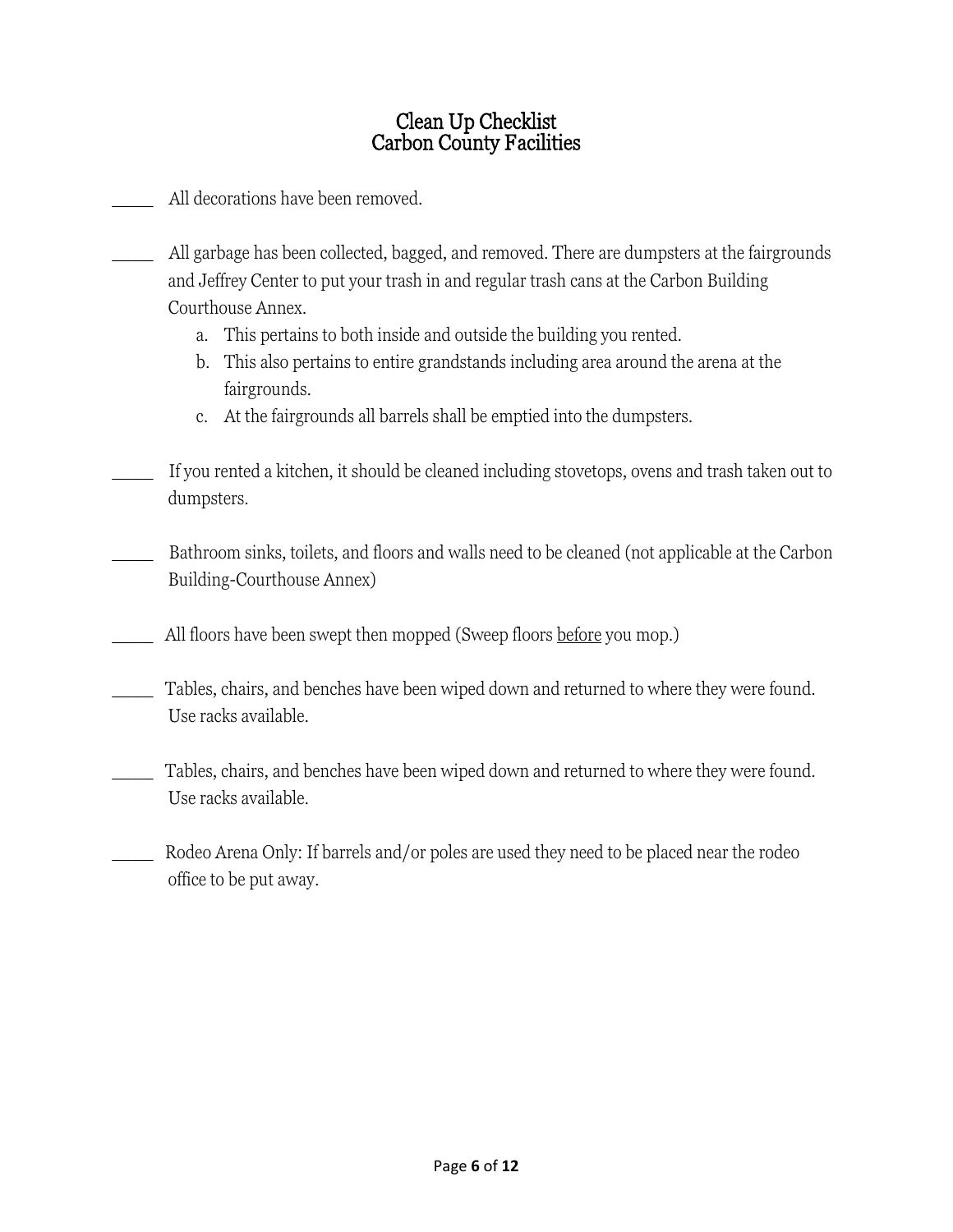# Clean Up Checklist
# Carbon County Facilities

_____ All decorations have been removed.

_____ All garbage has been collected, bagged, and removed. There are dumpsters at the fairgrounds and Jeffrey Center to put your trash in and regular trash cans at the Carbon Building Courthouse Annex.

   a. This pertains to both inside and outside the building you rented.
   b. This also pertains to entire grandstands including area around the arena at the fairgrounds.
   c. At the fairgrounds all barrels shall be emptied into the dumpsters.

_____ If you rented a kitchen, it should be cleaned including stovetops, ovens and trash taken out to dumpsters.

_____ Bathroom sinks, toilets, and floors and walls need to be cleaned (not applicable at the Carbon Building-Courthouse Annex)

_____ All floors have been swept then mopped (Sweep floors <u>before</u> you mop.)

_____ Tables, chairs, and benches have been wiped down and returned to where they were found. Use racks available.

_____ Tables, chairs, and benches have been wiped down and returned to where they were found. Use racks available.

_____ Rodeo Arena Only: If barrels and/or poles are used they need to be placed near the rodeo office to be put away.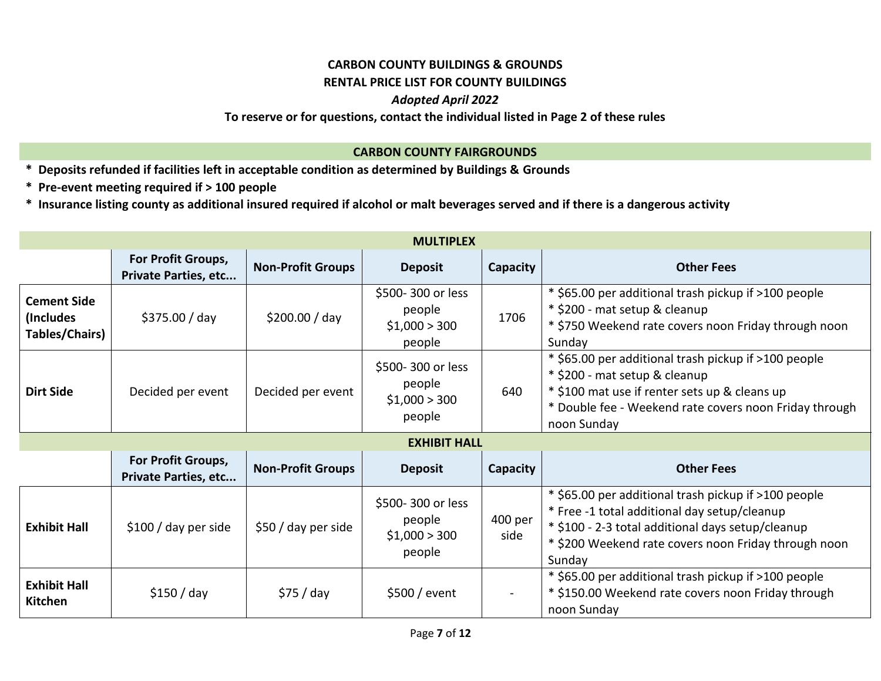**CARBON COUNTY BUILDINGS & GROUNDS**

**RENTAL PRICE LIST FOR COUNTY BUILDINGS**

***Adopted April 2022***

**To reserve or for questions, contact the individual listed in Page 2 of these rules**

## CARBON COUNTY FAIRGROUNDS

**\* Deposits refunded if facilities left in acceptable condition as determined by Buildings & Grounds**

**\* Pre-event meeting required if > 100 people**

**\* Insurance listing county as additional insured required if alcohol or malt beverages served and if there is a dangerous activity**

| MULTIPLEX | | | | | |
|---|---|---|---|---|---|
| | **For Profit Groups, Private Parties, etc...** | **Non-Profit Groups** | **Deposit** | **Capacity** | **Other Fees** |
| **Cement Side (Includes Tables/Chairs)** | $375.00 / day | $200.00 / day | $500- 300 or less people<br>$1,000 > 300 people | 1706 | * $65.00 per additional trash pickup if >100 people<br>* $200 - mat setup & cleanup<br>* $750 Weekend rate covers noon Friday through noon Sunday |
| **Dirt Side** | Decided per event | Decided per event | $500- 300 or less people<br>$1,000 > 300 people | 640 | * $65.00 per additional trash pickup if >100 people<br>* $200 - mat setup & cleanup<br>* $100 mat use if renter sets up & cleans up<br>* Double fee - Weekend rate covers noon Friday through noon Sunday |

| EXHIBIT HALL | | | | | |
|---|---|---|---|---|---|
| | **For Profit Groups, Private Parties, etc...** | **Non-Profit Groups** | **Deposit** | **Capacity** | **Other Fees** |
| **Exhibit Hall** | $100 / day per side | $50 / day per side | $500- 300 or less people<br>$1,000 > 300 people | 400 per side | * $65.00 per additional trash pickup if >100 people<br>* Free -1 total additional day setup/cleanup<br>* $100 - 2-3 total additional days setup/cleanup<br>* $200 Weekend rate covers noon Friday through noon Sunday |
| **Exhibit Hall Kitchen** | $150 / day | $75 / day | $500 / event | - | * $65.00 per additional trash pickup if >100 people<br>* $150.00 Weekend rate covers noon Friday through noon Sunday |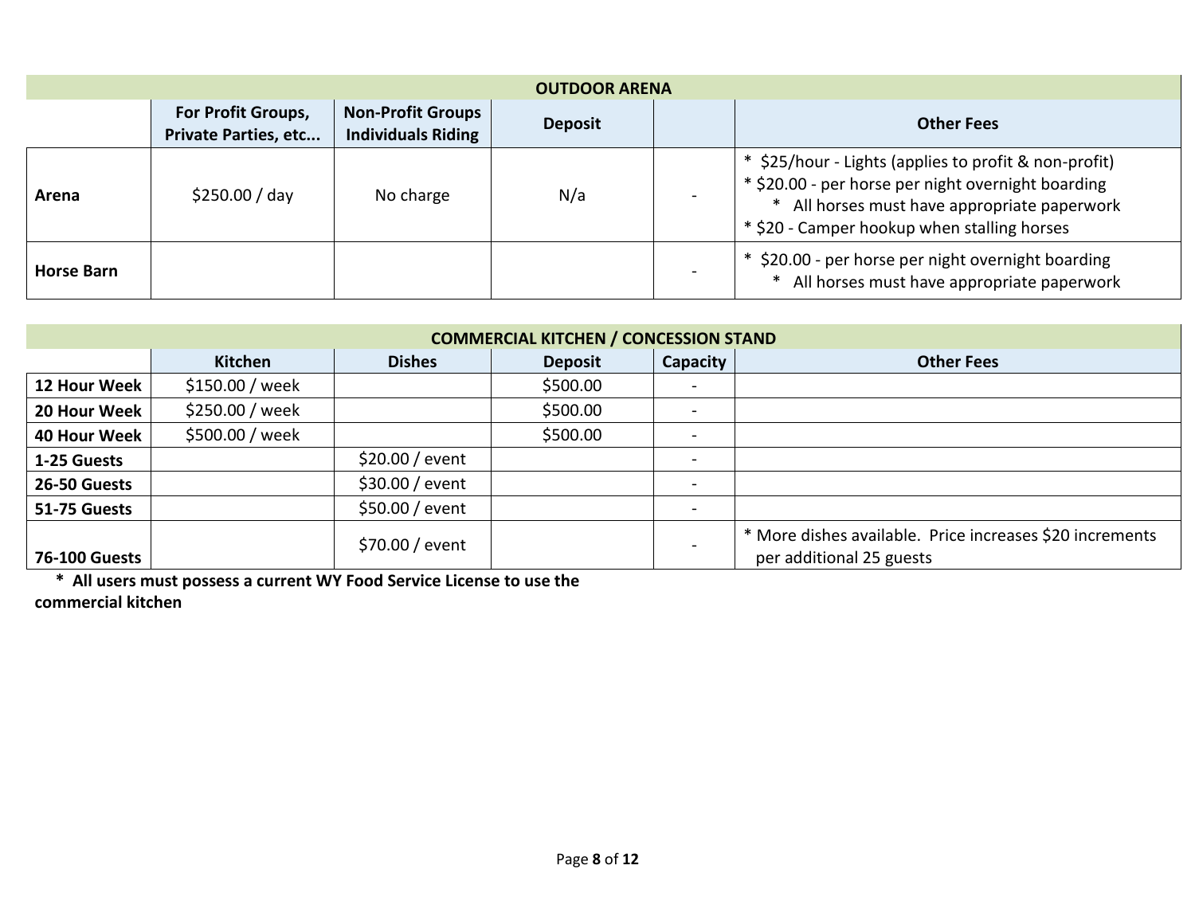| OUTDOOR ARENA | | | | | |
|---|---|---|---|---|---|
| | **For Profit Groups, Private Parties, etc...** | **Non-Profit Groups Individuals Riding** | **Deposit** | | **Other Fees** |
| **Arena** | $250.00 / day | No charge | N/a | - | * $25/hour - Lights (applies to profit & non-profit)<br>* $20.00 - per horse per night overnight boarding<br>* All horses must have appropriate paperwork<br>* $20 - Camper hookup when stalling horses |
| **Horse Barn** | | | | - | * $20.00 - per horse per night overnight boarding<br>* All horses must have appropriate paperwork |

| COMMERCIAL KITCHEN / CONCESSION STAND | | | | | |
|---|---|---|---|---|---|
| | **Kitchen** | **Dishes** | **Deposit** | **Capacity** | **Other Fees** |
| **12 Hour Week** | $150.00 / week | | $500.00 | - | |
| **20 Hour Week** | $250.00 / week | | $500.00 | - | |
| **40 Hour Week** | $500.00 / week | | $500.00 | - | |
| **1-25 Guests** | | $20.00 / event | | - | |
| **26-50 Guests** | | $30.00 / event | | - | |
| **51-75 Guests** | | $50.00 / event | | - | |
| **76-100 Guests** | | $70.00 / event | | - | * More dishes available. Price increases $20 increments per additional 25 guests |

**\* All users must possess a current WY Food Service License to use the commercial kitchen**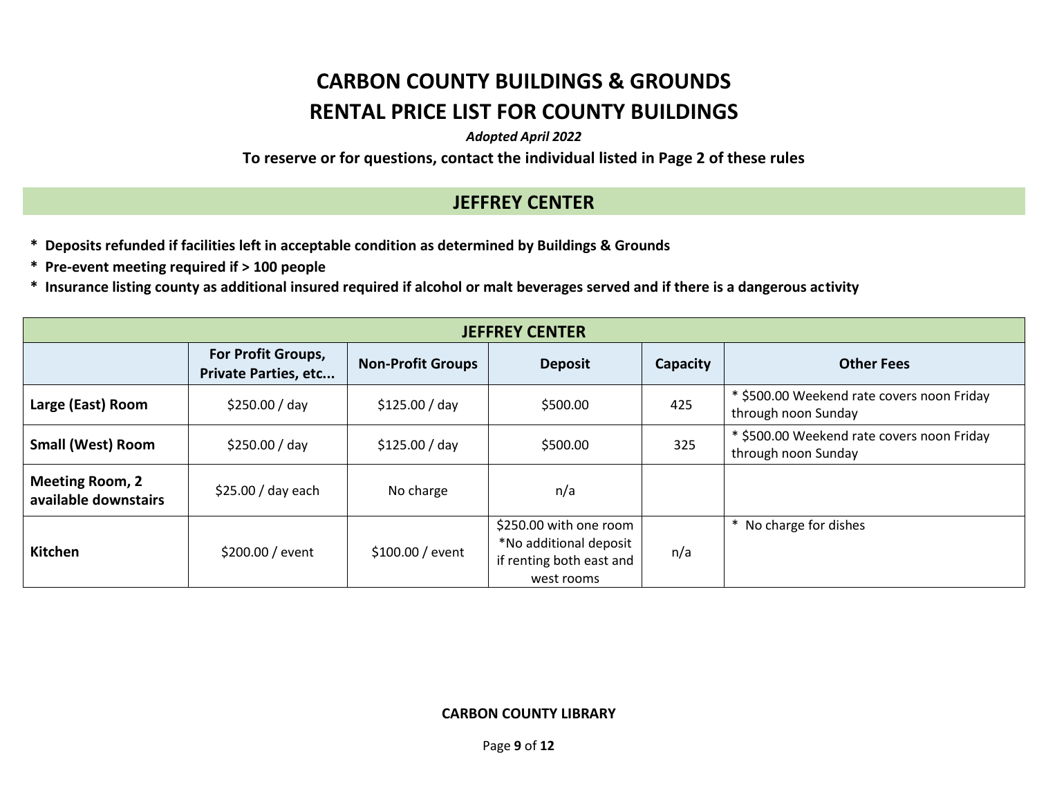# CARBON COUNTY BUILDINGS & GROUNDS

# RENTAL PRICE LIST FOR COUNTY BUILDINGS

***Adopted April 2022***

**To reserve or for questions, contact the individual listed in Page 2 of these rules**

## JEFFREY CENTER

**\* Deposits refunded if facilities left in acceptable condition as determined by Buildings & Grounds**

**\* Pre-event meeting required if > 100 people**

**\* Insurance listing county as additional insured required if alcohol or malt beverages served and if there is a dangerous activity**

| JEFFREY CENTER | | | | | |
|---|---|---|---|---|---|
| | **For Profit Groups, Private Parties, etc...** | **Non-Profit Groups** | **Deposit** | **Capacity** | **Other Fees** |
| **Large (East) Room** | $250.00 / day | $125.00 / day | $500.00 | 425 | * $500.00 Weekend rate covers noon Friday through noon Sunday |
| **Small (West) Room** | $250.00 / day | $125.00 / day | $500.00 | 325 | * $500.00 Weekend rate covers noon Friday through noon Sunday |
| **Meeting Room, 2 available downstairs** | $25.00 / day each | No charge | n/a | | |
| **Kitchen** | $200.00 / event | $100.00 / event | $250.00 with one room *No additional deposit if renting both east and west rooms | n/a | * No charge for dishes |

**CARBON COUNTY LIBRARY**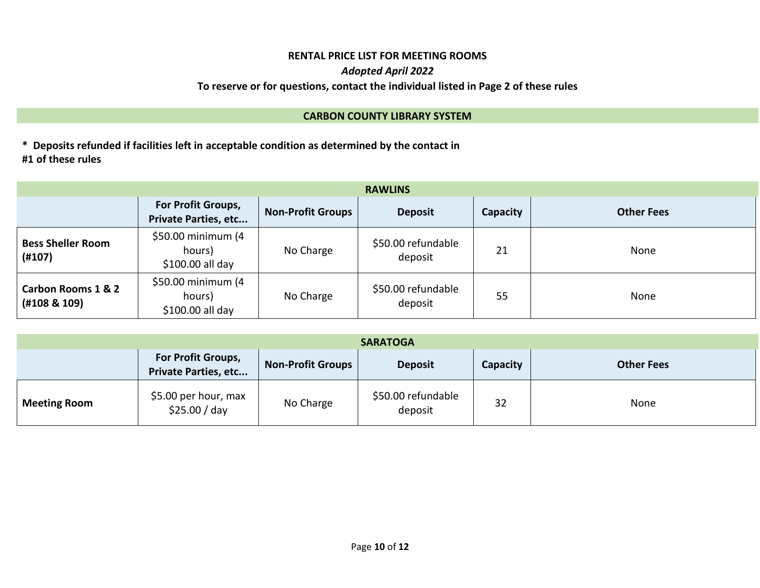**RENTAL PRICE LIST FOR MEETING ROOMS**

*Adopted April 2022*

**To reserve or for questions, contact the individual listed in Page 2 of these rules**

## CARBON COUNTY LIBRARY SYSTEM

**\* Deposits refunded if facilities left in acceptable condition as determined by the contact in #1 of these rules**

### RAWLINS

| | For Profit Groups, Private Parties, etc... | Non-Profit Groups | Deposit | Capacity | Other Fees |
|---|---|---|---|---|---|
| **Bess Sheller Room (#107)** | $50.00 minimum (4 hours)<br>$100.00 all day | No Charge | $50.00 refundable deposit | 21 | None |
| **Carbon Rooms 1 & 2 (#108 & 109)** | $50.00 minimum (4 hours)<br>$100.00 all day | No Charge | $50.00 refundable deposit | 55 | None |

### SARATOGA

| | For Profit Groups, Private Parties, etc... | Non-Profit Groups | Deposit | Capacity | Other Fees |
|---|---|---|---|---|---|
| **Meeting Room** | $5.00 per hour, max $25.00 / day | No Charge | $50.00 refundable deposit | 32 | None |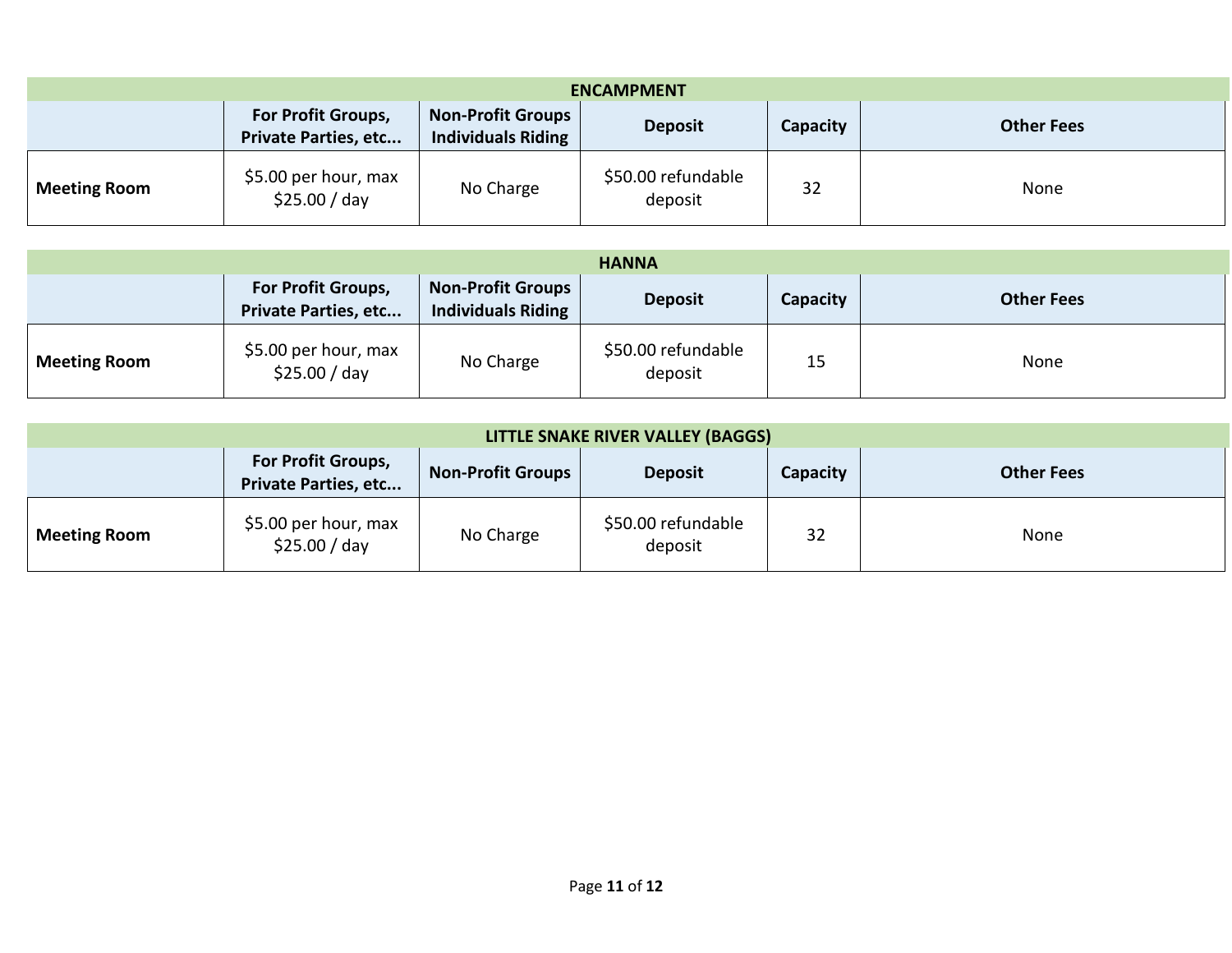| ENCAMPMENT | | | | | |
|---|---|---|---|---|---|
| | **For Profit Groups, Private Parties, etc...** | **Non-Profit Groups Individuals Riding** | **Deposit** | **Capacity** | **Other Fees** |
| **Meeting Room** | $5.00 per hour, max $25.00 / day | No Charge | $50.00 refundable deposit | 32 | None |

| HANNA | | | | | |
|---|---|---|---|---|---|
| | **For Profit Groups, Private Parties, etc...** | **Non-Profit Groups Individuals Riding** | **Deposit** | **Capacity** | **Other Fees** |
| **Meeting Room** | $5.00 per hour, max $25.00 / day | No Charge | $50.00 refundable deposit | 15 | None |

| LITTLE SNAKE RIVER VALLEY (BAGGS) | | | | | |
|---|---|---|---|---|---|
| | **For Profit Groups, Private Parties, etc...** | **Non-Profit Groups** | **Deposit** | **Capacity** | **Other Fees** |
| **Meeting Room** | $5.00 per hour, max $25.00 / day | No Charge | $50.00 refundable deposit | 32 | None |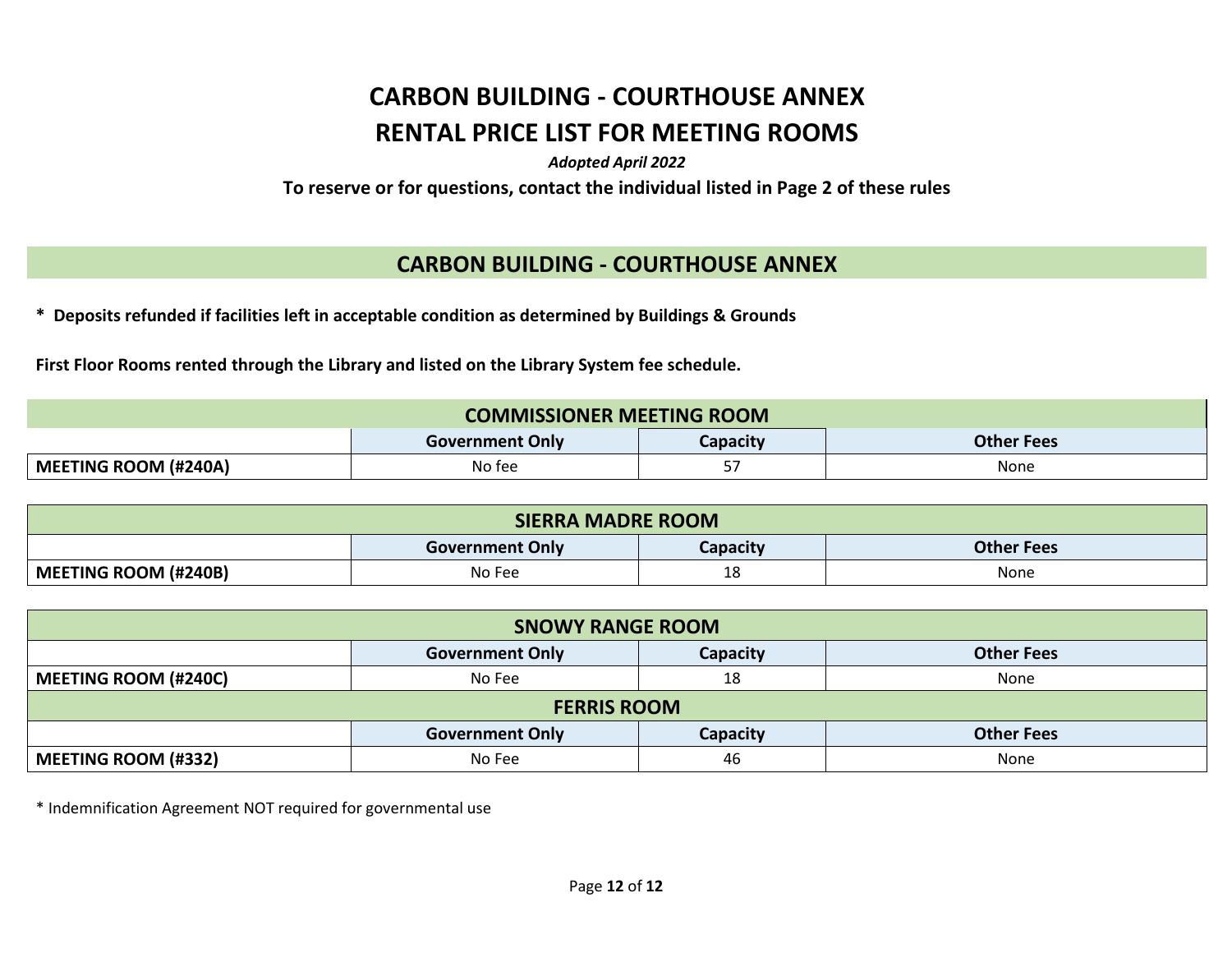# CARBON BUILDING - COURTHOUSE ANNEX

# RENTAL PRICE LIST FOR MEETING ROOMS

***Adopted April 2022***

**To reserve or for questions, contact the individual listed in Page 2 of these rules**

## CARBON BUILDING - COURTHOUSE ANNEX

**\* Deposits refunded if facilities left in acceptable condition as determined by Buildings & Grounds**

**First Floor Rooms rented through the Library and listed on the Library System fee schedule.**

| COMMISSIONER MEETING ROOM | | | |
|---|---|---|---|
| | **Government Only** | **Capacity** | **Other Fees** |
| **MEETING ROOM (#240A)** | No fee | 57 | None |

| SIERRA MADRE ROOM | | | |
|---|---|---|---|
| | **Government Only** | **Capacity** | **Other Fees** |
| **MEETING ROOM (#240B)** | No Fee | 18 | None |

| SNOWY RANGE ROOM | | | |
|---|---|---|---|
| | **Government Only** | **Capacity** | **Other Fees** |
| **MEETING ROOM (#240C)** | No Fee | 18 | None |
| **FERRIS ROOM** | | | |
| | **Government Only** | **Capacity** | **Other Fees** |
| **MEETING ROOM (#332)** | No Fee | 46 | None |

\* Indemnification Agreement NOT required for governmental use